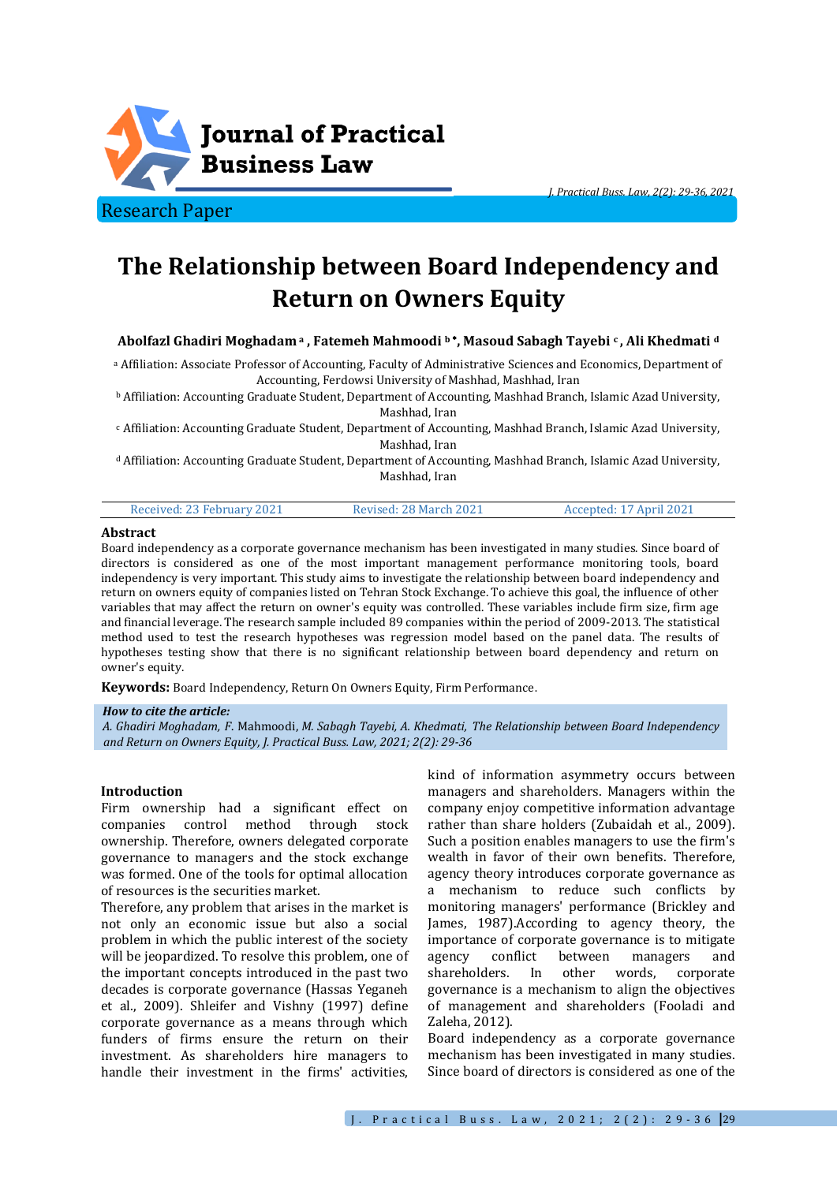Research Paper

# The Relationship between Board Independency and Return on Owners Equity

**Abolfazl Ghadiri Moghadam [a] , Fatemeh Mahmoodi [b] *, Masoud Sabagh Tayebi [c] , Ali Khedmati [d]**

[a] Affiliation: Associate Professor of Accounting, Faculty of Administrative Sciences and Economics, Department of Accounting, Ferdowsi University of Mashhad, Mashhad, Iran

[b] Affiliation: Accounting Graduate Student, Department of Accounting, Mashhad Branch, Islamic Azad University, Mashhad, Iran

[c] Affiliation: Accounting Graduate Student, Department of Accounting, Mashhad Branch, Islamic Azad University, Mashhad, Iran

[d] Affiliation: Accounting Graduate Student, Department of Accounting, Mashhad Branch, Islamic Azad University, Mashhad, Iran

Received: 23 February 2021 | Revised: 28 March 2021 | Accepted: 17 April 2021

## Abstract

Board independency as a corporate governance mechanism has been investigated in many studies. Since board of directors is considered as one of the most important management performance monitoring tools, board independency is very important. This study aims to investigate the relationship between board independency and return on owners equity of companies listed on Tehran Stock Exchange. To achieve this goal, the influence of other variables that may affect the return on owner's equity was controlled. These variables include firm size, firm age and financial leverage. The research sample included 89 companies within the period of 2009-2013. The statistical method used to test the research hypotheses was regression model based on the panel data. The results of hypotheses testing show that there is no significant relationship between board dependency and return on owner's equity.

**Keywords:** Board Independency, Return On Owners Equity, Firm Performance.

***How to cite the article:***
*A. Ghadiri Moghadam, F.* Mahmoodi, *M. Sabagh Tayebi, A. Khedmati, The Relationship between Board Independency and Return on Owners Equity, J. Practical Buss. Law, 2021; 2(2): 29-36*

## Introduction

Firm ownership had a significant effect on companies control method through stock ownership. Therefore, owners delegated corporate governance to managers and the stock exchange was formed. One of the tools for optimal allocation of resources is the securities market.

Therefore, any problem that arises in the market is not only an economic issue but also a social problem in which the public interest of the society will be jeopardized. To resolve this problem, one of the important concepts introduced in the past two decades is corporate governance (Hassas Yeganeh et al., 2009). Shleifer and Vishny (1997) define corporate governance as a means through which funders of firms ensure the return on their investment. As shareholders hire managers to handle their investment in the firms' activities, kind of information asymmetry occurs between managers and shareholders. Managers within the company enjoy competitive information advantage rather than share holders (Zubaidah et al., 2009). Such a position enables managers to use the firm's wealth in favor of their own benefits. Therefore, agency theory introduces corporate governance as a mechanism to reduce such conflicts by monitoring managers' performance (Brickley and James, 1987).According to agency theory, the importance of corporate governance is to mitigate agency conflict between managers and shareholders. In other words, corporate governance is a mechanism to align the objectives of management and shareholders (Fooladi and Zaleha, 2012).

Board independency as a corporate governance mechanism has been investigated in many studies. Since board of directors is considered as one of the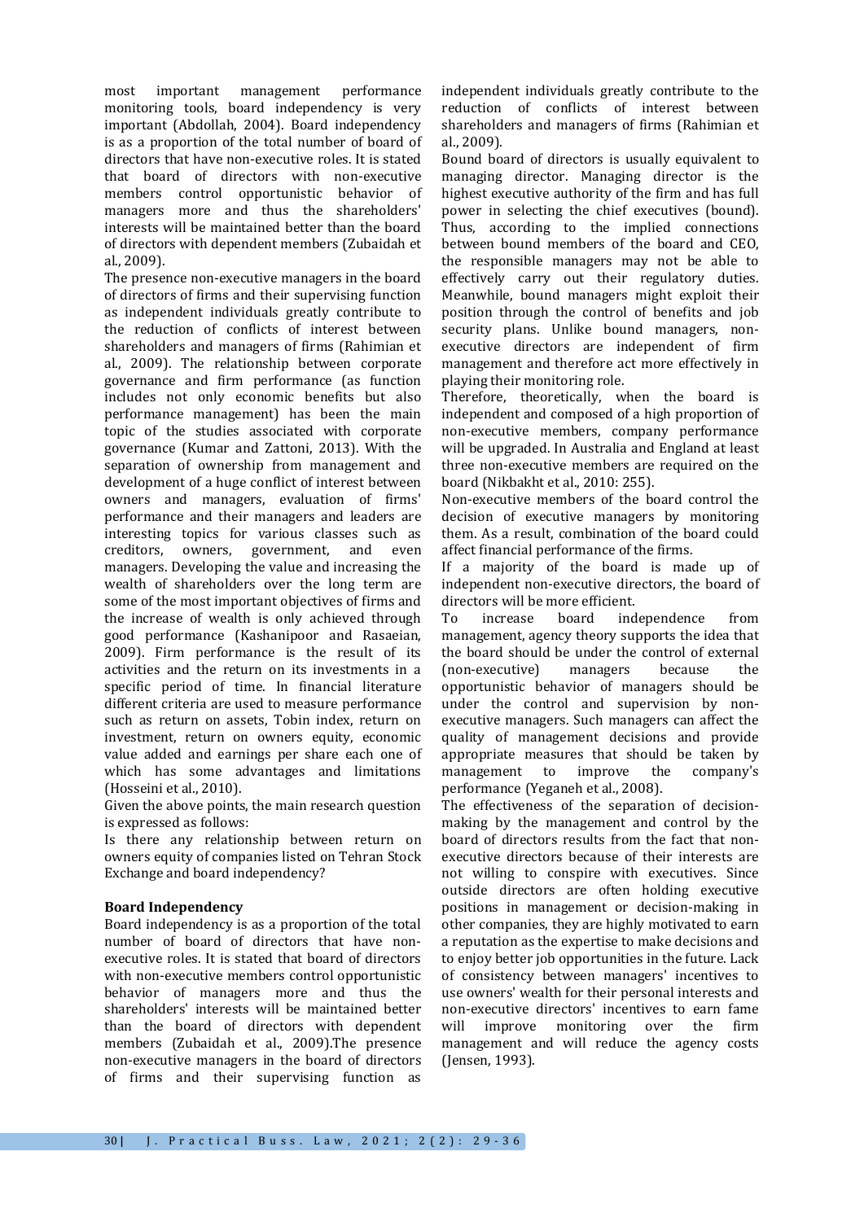most important management performance monitoring tools, board independency is very important (Abdollah, 2004). Board independency is as a proportion of the total number of board of directors that have non-executive roles. It is stated that board of directors with non-executive members control opportunistic behavior of managers more and thus the shareholders' interests will be maintained better than the board of directors with dependent members (Zubaidah et al., 2009).

The presence non-executive managers in the board of directors of firms and their supervising function as independent individuals greatly contribute to the reduction of conflicts of interest between shareholders and managers of firms (Rahimian et al., 2009). The relationship between corporate governance and firm performance (as function includes not only economic benefits but also performance management) has been the main topic of the studies associated with corporate governance (Kumar and Zattoni, 2013). With the separation of ownership from management and development of a huge conflict of interest between owners and managers, evaluation of firms' performance and their managers and leaders are interesting topics for various classes such as creditors, owners, government, and even managers. Developing the value and increasing the wealth of shareholders over the long term are some of the most important objectives of firms and the increase of wealth is only achieved through good performance (Kashanipoor and Rasaeian, 2009). Firm performance is the result of its activities and the return on its investments in a specific period of time. In financial literature different criteria are used to measure performance such as return on assets, Tobin index, return on investment, return on owners equity, economic value added and earnings per share each one of which has some advantages and limitations (Hosseini et al., 2010).

Given the above points, the main research question is expressed as follows:

Is there any relationship between return on owners equity of companies listed on Tehran Stock Exchange and board independency?

**Board Independency**

Board independency is as a proportion of the total number of board of directors that have non-executive roles. It is stated that board of directors with non-executive members control opportunistic behavior of managers more and thus the shareholders' interests will be maintained better than the board of directors with dependent members (Zubaidah et al., 2009).The presence non-executive managers in the board of directors of firms and their supervising function as independent individuals greatly contribute to the reduction of conflicts of interest between shareholders and managers of firms (Rahimian et al., 2009).

Bound board of directors is usually equivalent to managing director. Managing director is the highest executive authority of the firm and has full power in selecting the chief executives (bound). Thus, according to the implied connections between bound members of the board and CEO, the responsible managers may not be able to effectively carry out their regulatory duties. Meanwhile, bound managers might exploit their position through the control of benefits and job security plans. Unlike bound managers, non-executive directors are independent of firm management and therefore act more effectively in playing their monitoring role.

Therefore, theoretically, when the board is independent and composed of a high proportion of non-executive members, company performance will be upgraded. In Australia and England at least three non-executive members are required on the board (Nikbakht et al., 2010: 255).

Non-executive members of the board control the decision of executive managers by monitoring them. As a result, combination of the board could affect financial performance of the firms.

If a majority of the board is made up of independent non-executive directors, the board of directors will be more efficient.

To increase board independence from management, agency theory supports the idea that the board should be under the control of external (non-executive) managers because the opportunistic behavior of managers should be under the control and supervision by non-executive managers. Such managers can affect the quality of management decisions and provide appropriate measures that should be taken by management to improve the company's performance (Yeganeh et al., 2008).

The effectiveness of the separation of decision-making by the management and control by the board of directors results from the fact that non-executive directors because of their interests are not willing to conspire with executives. Since outside directors are often holding executive positions in management or decision-making in other companies, they are highly motivated to earn a reputation as the expertise to make decisions and to enjoy better job opportunities in the future. Lack of consistency between managers' incentives to use owners' wealth for their personal interests and non-executive directors' incentives to earn fame will improve monitoring over the firm management and will reduce the agency costs (Jensen, 1993).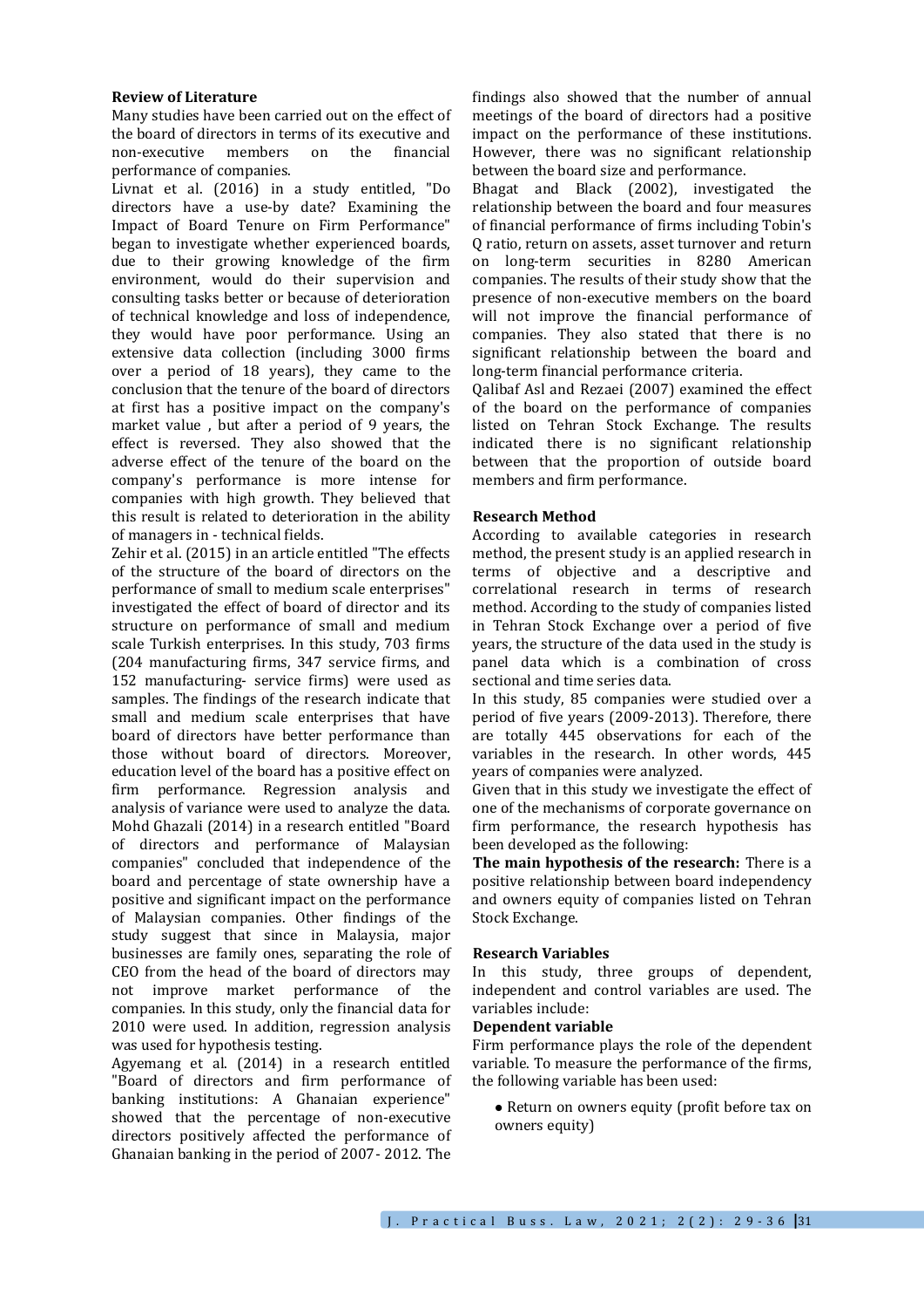## Review of Literature

Many studies have been carried out on the effect of the board of directors in terms of its executive and non-executive members on the financial performance of companies.

Livnat et al. (2016) in a study entitled, "Do directors have a use-by date? Examining the Impact of Board Tenure on Firm Performance" began to investigate whether experienced boards, due to their growing knowledge of the firm environment, would do their supervision and consulting tasks better or because of deterioration of technical knowledge and loss of independence, they would have poor performance. Using an extensive data collection (including 3000 firms over a period of 18 years), they came to the conclusion that the tenure of the board of directors at first has a positive impact on the company's market value , but after a period of 9 years, the effect is reversed. They also showed that the adverse effect of the tenure of the board on the company's performance is more intense for companies with high growth. They believed that this result is related to deterioration in the ability of managers in - technical fields.

Zehir et al. (2015) in an article entitled "The effects of the structure of the board of directors on the performance of small to medium scale enterprises" investigated the effect of board of director and its structure on performance of small and medium scale Turkish enterprises. In this study, 703 firms (204 manufacturing firms, 347 service firms, and 152 manufacturing- service firms) were used as samples. The findings of the research indicate that small and medium scale enterprises that have board of directors have better performance than those without board of directors. Moreover, education level of the board has a positive effect on firm performance. Regression analysis and analysis of variance were used to analyze the data.

Mohd Ghazali (2014) in a research entitled "Board of directors and performance of Malaysian companies" concluded that independence of the board and percentage of state ownership have a positive and significant impact on the performance of Malaysian companies. Other findings of the study suggest that since in Malaysia, major businesses are family ones, separating the role of CEO from the head of the board of directors may not improve market performance of the companies. In this study, only the financial data for 2010 were used. In addition, regression analysis was used for hypothesis testing.

Agyemang et al. (2014) in a research entitled "Board of directors and firm performance of banking institutions: A Ghanaian experience" showed that the percentage of non-executive directors positively affected the performance of Ghanaian banking in the period of 2007- 2012. The findings also showed that the number of annual meetings of the board of directors had a positive impact on the performance of these institutions. However, there was no significant relationship between the board size and performance.

Bhagat and Black (2002), investigated the relationship between the board and four measures of financial performance of firms including Tobin's Q ratio, return on assets, asset turnover and return on long-term securities in 8280 American companies. The results of their study show that the presence of non-executive members on the board will not improve the financial performance of companies. They also stated that there is no significant relationship between the board and long-term financial performance criteria.

Qalibaf Asl and Rezaei (2007) examined the effect of the board on the performance of companies listed on Tehran Stock Exchange. The results indicated there is no significant relationship between that the proportion of outside board members and firm performance.

## Research Method

According to available categories in research method, the present study is an applied research in terms of objective and a descriptive and correlational research in terms of research method. According to the study of companies listed in Tehran Stock Exchange over a period of five years, the structure of the data used in the study is panel data which is a combination of cross sectional and time series data.

In this study, 85 companies were studied over a period of five years (2009-2013). Therefore, there are totally 445 observations for each of the variables in the research. In other words, 445 years of companies were analyzed.

Given that in this study we investigate the effect of one of the mechanisms of corporate governance on firm performance, the research hypothesis has been developed as the following:

**The main hypothesis of the research:** There is a positive relationship between board independency and owners equity of companies listed on Tehran Stock Exchange.

## Research Variables

In this study, three groups of dependent, independent and control variables are used. The variables include:

### Dependent variable

Firm performance plays the role of the dependent variable. To measure the performance of the firms, the following variable has been used:

- Return on owners equity (profit before tax on owners equity)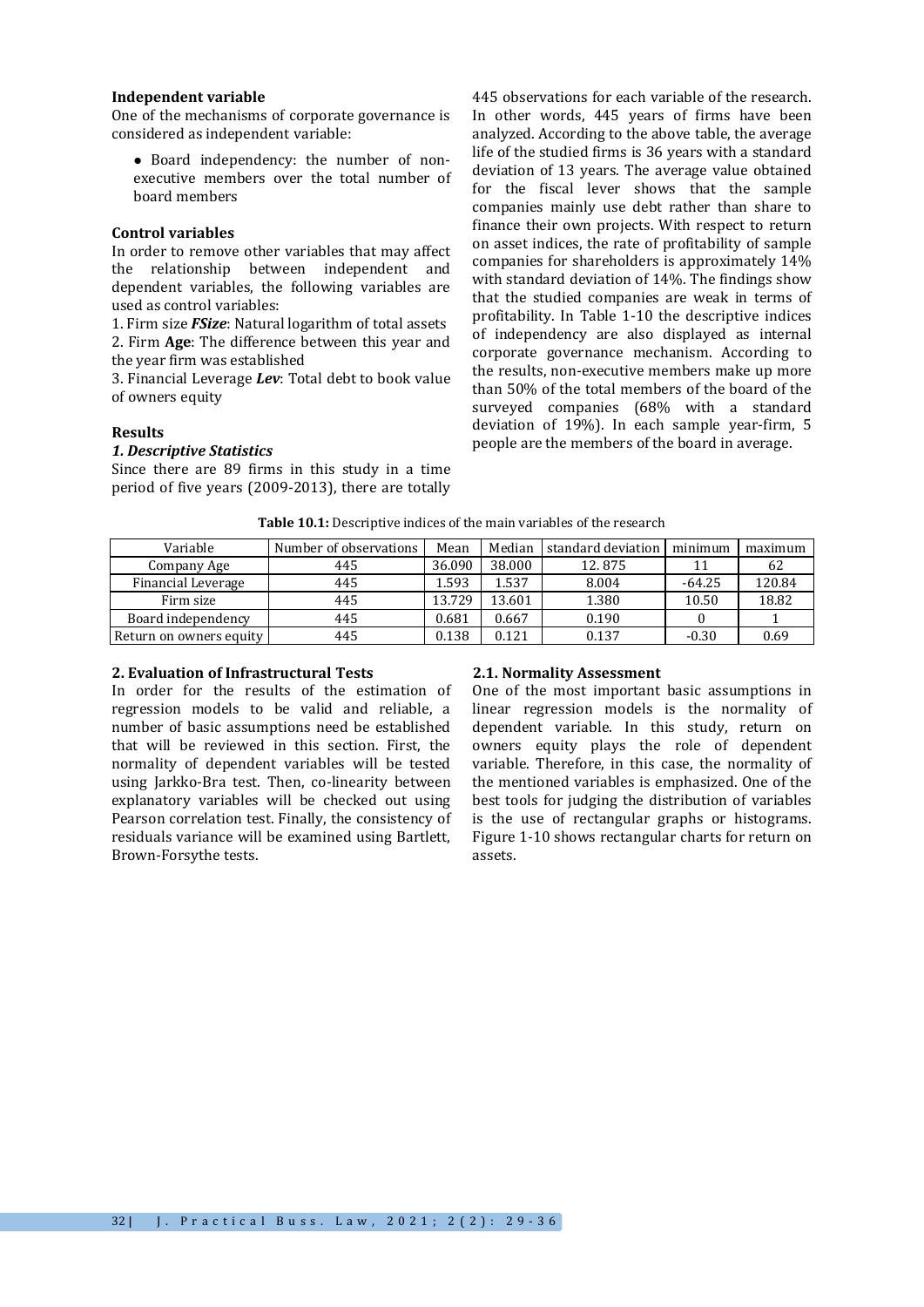#### Independent variable

One of the mechanisms of corporate governance is considered as independent variable:

- Board independency: the number of non-executive members over the total number of board members

#### Control variables

In order to remove other variables that may affect the relationship between independent and dependent variables, the following variables are used as control variables:

1. Firm size ***FSize***: Natural logarithm of total assets
2. Firm **Age**: The difference between this year and the year firm was established
3. Financial Leverage ***Lev***: Total debt to book value of owners equity

#### Results

##### *1. Descriptive Statistics*

Since there are 89 firms in this study in a time period of five years (2009-2013), there are totally 445 observations for each variable of the research. In other words, 445 years of firms have been analyzed. According to the above table, the average life of the studied firms is 36 years with a standard deviation of 13 years. The average value obtained for the fiscal lever shows that the sample companies mainly use debt rather than share to finance their own projects. With respect to return on asset indices, the rate of profitability of sample companies for shareholders is approximately 14% with standard deviation of 14%. The findings show that the studied companies are weak in terms of profitability. In Table 1-10 the descriptive indices of independency are also displayed as internal corporate governance mechanism. According to the results, non-executive members make up more than 50% of the total members of the board of the surveyed companies (68% with a standard deviation of 19%). In each sample year-firm, 5 people are the members of the board in average.

**Table 10.1:** Descriptive indices of the main variables of the research

| Variable | Number of observations | Mean | Median | standard deviation | minimum | maximum |
|---|---|---|---|---|---|---|
| Company Age | 445 | 36.090 | 38.000 | 12. 875 | 11 | 62 |
| Financial Leverage | 445 | 1.593 | 1.537 | 8.004 | -64.25 | 120.84 |
| Firm size | 445 | 13.729 | 13.601 | 1.380 | 10.50 | 18.82 |
| Board independency | 445 | 0.681 | 0.667 | 0.190 | 0 | 1 |
| Return on owners equity | 445 | 0.138 | 0.121 | 0.137 | -0.30 | 0.69 |

#### 2. Evaluation of Infrastructural Tests

In order for the results of the estimation of regression models to be valid and reliable, a number of basic assumptions need be established that will be reviewed in this section. First, the normality of dependent variables will be tested using Jarkko-Bra test. Then, co-linearity between explanatory variables will be checked out using Pearson correlation test. Finally, the consistency of residuals variance will be examined using Bartlett, Brown-Forsythe tests.

#### 2.1. Normality Assessment

One of the most important basic assumptions in linear regression models is the normality of dependent variable. In this study, return on owners equity plays the role of dependent variable. Therefore, in this case, the normality of the mentioned variables is emphasized. One of the best tools for judging the distribution of variables is the use of rectangular graphs or histograms. Figure 1-10 shows rectangular charts for return on assets.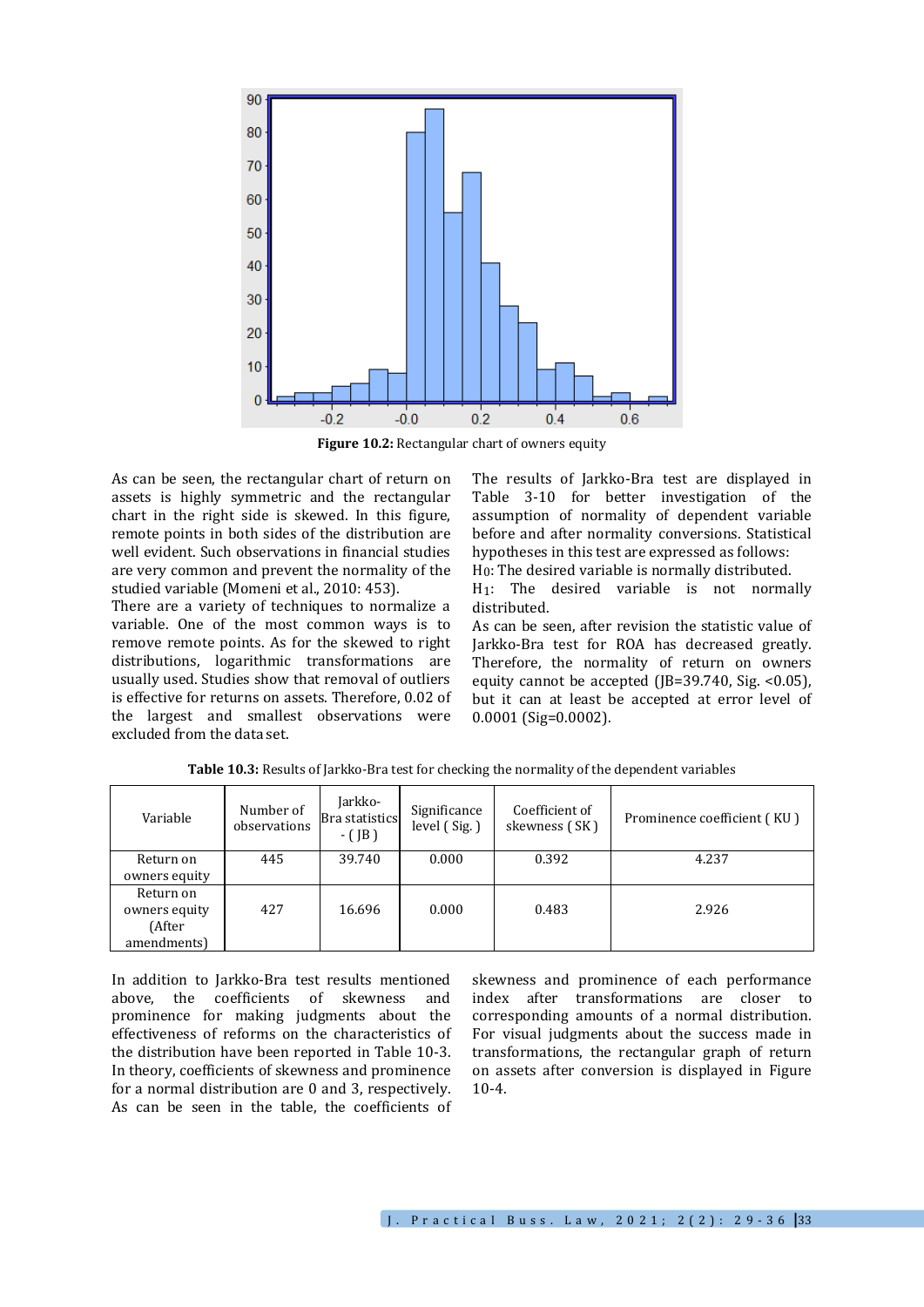**Figure 10.2:** Rectangular chart of owners equity

As can be seen, the rectangular chart of return on assets is highly symmetric and the rectangular chart in the right side is skewed. In this figure, remote points in both sides of the distribution are well evident. Such observations in financial studies are very common and prevent the normality of the studied variable (Momeni et al., 2010: 453).

There are a variety of techniques to normalize a variable. One of the most common ways is to remove remote points. As for the skewed to right distributions, logarithmic transformations are usually used. Studies show that removal of outliers is effective for returns on assets. Therefore, 0.02 of the largest and smallest observations were excluded from the data set.

The results of Jarkko-Bra test are displayed in Table 3-10 for better investigation of the assumption of normality of dependent variable before and after normality conversions. Statistical hypotheses in this test are expressed as follows:

$H_0$: The desired variable is normally distributed.

$H_1$: The desired variable is not normally distributed.

As can be seen, after revision the statistic value of Jarkko-Bra test for ROA has decreased greatly. Therefore, the normality of return on owners equity cannot be accepted (JB=39.740, Sig. <0.05), but it can at least be accepted at error level of 0.0001 (Sig=0.0002).

**Table 10.3:** Results of Jarkko-Bra test for checking the normality of the dependent variables

| Variable | Number of observations | Jarkko-Bra statistics - ( JB ) | Significance level ( Sig. ) | Coefficient of skewness ( SK ) | Prominence coefficient ( KU ) |
|---|---|---|---|---|---|
| Return on owners equity | 445 | 39.740 | 0.000 | 0.392 | 4.237 |
| Return on owners equity (After amendments) | 427 | 16.696 | 0.000 | 0.483 | 2.926 |

In addition to Jarkko-Bra test results mentioned above, the coefficients of skewness and prominence for making judgments about the effectiveness of reforms on the characteristics of the distribution have been reported in Table 10-3. In theory, coefficients of skewness and prominence for a normal distribution are 0 and 3, respectively. As can be seen in the table, the coefficients of skewness and prominence of each performance index after transformations are closer to corresponding amounts of a normal distribution. For visual judgments about the success made in transformations, the rectangular graph of return on assets after conversion is displayed in Figure 10-4.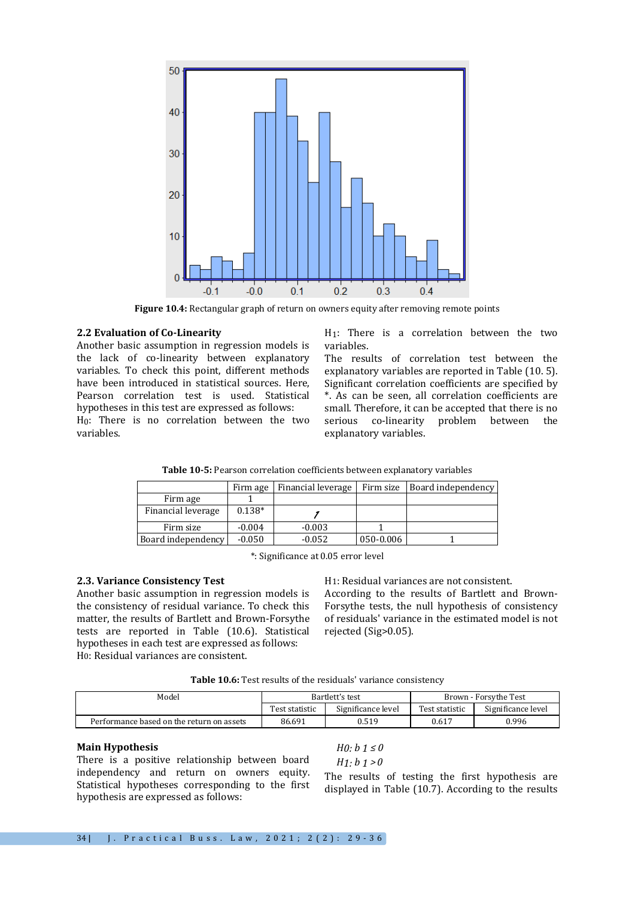**Figure 10.4:** Rectangular graph of return on owners equity after removing remote points

### 2.2 Evaluation of Co-Linearity

Another basic assumption in regression models is the lack of co-linearity between explanatory variables. To check this point, different methods have been introduced in statistical sources. Here, Pearson correlation test is used. Statistical hypotheses in this test are expressed as follows:

$H_0$: There is no correlation between the two variables.

$H_1$: There is a correlation between the two variables.

The results of correlation test between the explanatory variables are reported in Table (10. 5). Significant correlation coefficients are specified by *. As can be seen, all correlation coefficients are small. Therefore, it can be accepted that there is no serious co-linearity problem between the explanatory variables.

**Table 10-5:** Pearson correlation coefficients between explanatory variables

| | Firm age | Financial leverage | Firm size | Board independency |
|---|---|---|---|---|
| Firm age | 1 | | | |
| Financial leverage | 0.138* | 1 | | |
| Firm size | -0.004 | -0.003 | 1 | |
| Board independency | -0.050 | -0.052 | 050-0.006 | 1 |

*: Significance at 0.05 error level

### 2.3. Variance Consistency Test

Another basic assumption in regression models is the consistency of residual variance. To check this matter, the results of Bartlett and Brown-Forsythe tests are reported in Table (10.6). Statistical hypotheses in each test are expressed as follows:

H0: Residual variances are consistent.

H1: Residual variances are not consistent.

According to the results of Bartlett and Brown-Forsythe tests, the null hypothesis of consistency of residuals' variance in the estimated model is not rejected (Sig>0.05).

**Table 10.6:** Test results of the residuals' variance consistency

| Model | Bartlett's test | | Brown - Forsythe Test | |
|---|---|---|---|---|
| | Test statistic | Significance level | Test statistic | Significance level |
| Performance based on the return on assets | 86.691 | 0.519 | 0.617 | 0.996 |

### Main Hypothesis

There is a positive relationship between board independency and return on owners equity. Statistical hypotheses corresponding to the first hypothesis are expressed as follows:

$H0: b\,1 \leq 0$

$H1: b\,1 > 0$

The results of testing the first hypothesis are displayed in Table (10.7). According to the results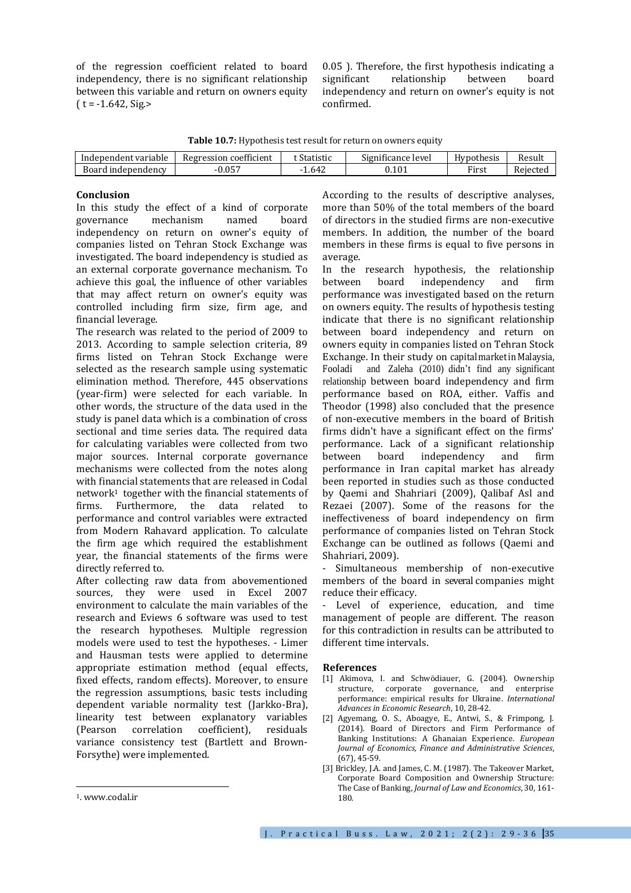of the regression coefficient related to board independency, there is no significant relationship between this variable and return on owners equity ( t = -1.642, Sig.> 0.05 ). Therefore, the first hypothesis indicating a significant relationship between board independency and return on owner's equity is not confirmed.

**Table 10.7:** Hypothesis test result for return on owners equity

| Independent variable | Regression coefficient | t Statistic | Significance level | Hypothesis | Result |
|---|---|---|---|---|---|
| Board independency | -0.057 | -1.642 | 0.101 | First | Rejected |

## Conclusion

In this study the effect of a kind of corporate governance mechanism named board independency on return on owner's equity of companies listed on Tehran Stock Exchange was investigated. The board independency is studied as an external corporate governance mechanism. To achieve this goal, the influence of other variables that may affect return on owner's equity was controlled including firm size, firm age, and financial leverage.

The research was related to the period of 2009 to 2013. According to sample selection criteria, 89 firms listed on Tehran Stock Exchange were selected as the research sample using systematic elimination method. Therefore, 445 observations (year-firm) were selected for each variable. In other words, the structure of the data used in the study is panel data which is a combination of cross sectional and time series data. The required data for calculating variables were collected from two major sources. Internal corporate governance mechanisms were collected from the notes along with financial statements that are released in Codal network[1] together with the financial statements of firms. Furthermore, the data related to performance and control variables were extracted from Modern Rahavard application. To calculate the firm age which required the establishment year, the financial statements of the firms were directly referred to.

After collecting raw data from abovementioned sources, they were used in Excel 2007 environment to calculate the main variables of the research and Eviews 6 software was used to test the research hypotheses. Multiple regression models were used to test the hypotheses. - Limer and Hausman tests were applied to determine appropriate estimation method (equal effects, fixed effects, random effects). Moreover, to ensure the regression assumptions, basic tests including dependent variable normality test (Jarkko-Bra), linearity test between explanatory variables (Pearson correlation coefficient), residuals variance consistency test (Bartlett and Brown-Forsythe) were implemented.

According to the results of descriptive analyses, more than 50% of the total members of the board of directors in the studied firms are non-executive members. In addition, the number of the board members in these firms is equal to five persons in average.

In the research hypothesis, the relationship between board independency and firm performance was investigated based on the return on owners equity. The results of hypothesis testing indicate that there is no significant relationship between board independency and return on owners equity in companies listed on Tehran Stock Exchange. In their study on capital market in Malaysia, Fooladi and Zaleha (2010) didn't find any significant relationship between board independency and firm performance based on ROA, either. Vaffis and Theodor (1998) also concluded that the presence of non-executive members in the board of British firms didn't have a significant effect on the firms' performance. Lack of a significant relationship between board independency and firm performance in Iran capital market has already been reported in studies such as those conducted by Qaemi and Shahriari (2009), Qalibaf Asl and Rezaei (2007). Some of the reasons for the ineffectiveness of board independency on firm performance of companies listed on Tehran Stock Exchange can be outlined as follows (Qaemi and Shahriari, 2009).

- Simultaneous membership of non-executive members of the board in several companies might reduce their efficacy.
- Level of experience, education, and time management of people are different. The reason for this contradiction in results can be attributed to different time intervals.

## References

[1] Akimova, I. and Schwödiauer, G. (2004). Ownership structure, corporate governance, and enterprise performance: empirical results for Ukraine. *International Advances in Economic Research*, 10, 28-42.

[2] Agyemang, O. S., Aboagye, E., Antwi, S., & Frimpong, J. (2014). Board of Directors and Firm Performance of Banking Institutions: A Ghanaian Experience. *European Journal of Economics, Finance and Administrative Sciences*, (67), 45-59.

[3] Brickley, J.A. and James, C. M. (1987). The Takeover Market, Corporate Board Composition and Ownership Structure: The Case of Banking, *Journal of Law and Economics*, 30, 161-180.

---

[1]. www.codal.ir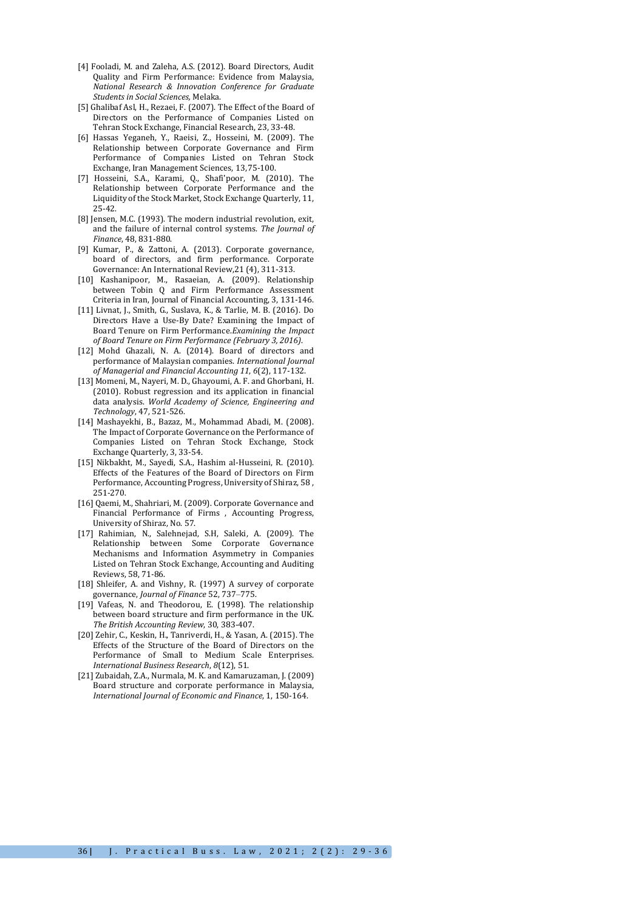[4] Fooladi, M. and Zaleha, A.S. (2012). Board Directors, Audit Quality and Firm Performance: Evidence from Malaysia, *National Research & Innovation Conference for Graduate Students in Social Sciences,* Melaka.

[5] Ghalibaf Asl, H., Rezaei, F. (2007). The Effect of the Board of Directors on the Performance of Companies Listed on Tehran Stock Exchange, Financial Research, 23, 33-48.

[6] Hassas Yeganeh, Y., Raeisi, Z., Hosseini, M. (2009). The Relationship between Corporate Governance and Firm Performance of Companies Listed on Tehran Stock Exchange, Iran Management Sciences, 13,75-100.

[7] Hosseini, S.A., Karami, Q., Shafi'poor, M. (2010). The Relationship between Corporate Performance and the Liquidity of the Stock Market, Stock Exchange Quarterly, 11, 25-42.

[8] Jensen, M.C. (1993). The modern industrial revolution, exit, and the failure of internal control systems. *The Journal of Finance*, 48, 831-880.

[9] Kumar, P., & Zattoni, A. (2013). Corporate governance, board of directors, and firm performance. Corporate Governance: An International Review,21 (4), 311-313.

[10] Kashanipoor, M., Rasaeian, A. (2009). Relationship between Tobin Q and Firm Performance Assessment Criteria in Iran, Journal of Financial Accounting, 3, 131-146.

[11] Livnat, J., Smith, G., Suslava, K., & Tarlie, M. B. (2016). Do Directors Have a Use-By Date? Examining the Impact of Board Tenure on Firm Performance.*Examining the Impact of Board Tenure on Firm Performance (February 3, 2016)*.

[12] Mohd Ghazali, N. A. (2014). Board of directors and performance of Malaysian companies. *International Journal of Managerial and Financial Accounting 11*, *6*(2), 117-132.

[13] Momeni, M., Nayeri, M. D., Ghayoumi, A. F. and Ghorbani, H. (2010). Robust regression and its application in financial data analysis. *World Academy of Science, Engineering and Technology*, 47, 521-526.

[14] Mashayekhi, B., Bazaz, M., Mohammad Abadi, M. (2008). The Impact of Corporate Governance on the Performance of Companies Listed on Tehran Stock Exchange, Stock Exchange Quarterly, 3, 33-54.

[15] Nikbakht, M., Sayedi, S.A., Hashim al-Husseini, R. (2010). Effects of the Features of the Board of Directors on Firm Performance, Accounting Progress, University of Shiraz, 58 , 251-270.

[16] Qaemi, M., Shahriari, M. (2009). Corporate Governance and Financial Performance of Firms , Accounting Progress, University of Shiraz, No. 57.

[17] Rahimian, N., Salehnejad, S.H, Saleki, A. (2009). The Relationship between Some Corporate Governance Mechanisms and Information Asymmetry in Companies Listed on Tehran Stock Exchange, Accounting and Auditing Reviews, 58, 71-86.

[18] Shleifer, A. and Vishny, R. (1997) A survey of corporate governance, *Journal of Finance* 52, 737–775.

[19] Vafeas, N. and Theodorou, E. (1998). The relationship between board structure and firm performance in the UK. *The British Accounting Review*, 30, 383-407.

[20] Zehir, C., Keskin, H., Tanriverdi, H., & Yasan, A. (2015). The Effects of the Structure of the Board of Directors on the Performance of Small to Medium Scale Enterprises. *International Business Research*, *8*(12), 51.

[21] Zubaidah, Z.A., Nurmala, M. K. and Kamaruzaman, J. (2009) Board structure and corporate performance in Malaysia, *International Journal of Economic and Finance*, 1, 150-164.